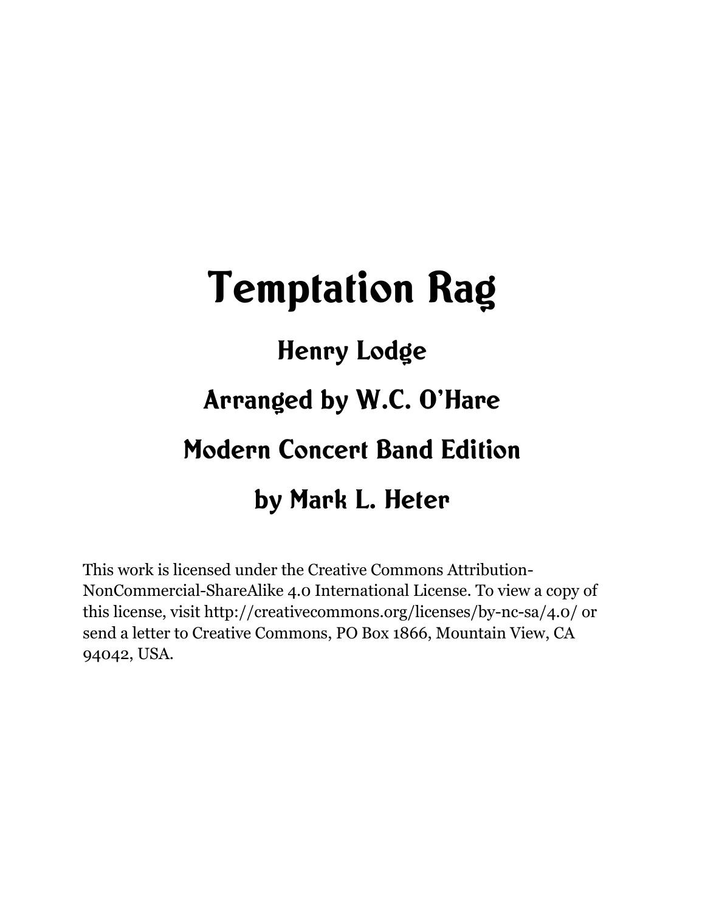# Temptation Rag

## Henry Lodge

## Arranged by W.C. O'Hare

## Modern Concert Band Edition

## by Mark L. Heter

This work is licensed under the Creative Commons Attribution-NonCommercial-ShareAlike 4.0 International License. To view a copy of this license, visit http://creativecommons.org/licenses/by-nc-sa/4.0/ or send a letter to Creative Commons, PO Box 1866, Mountain View, CA 94042, USA.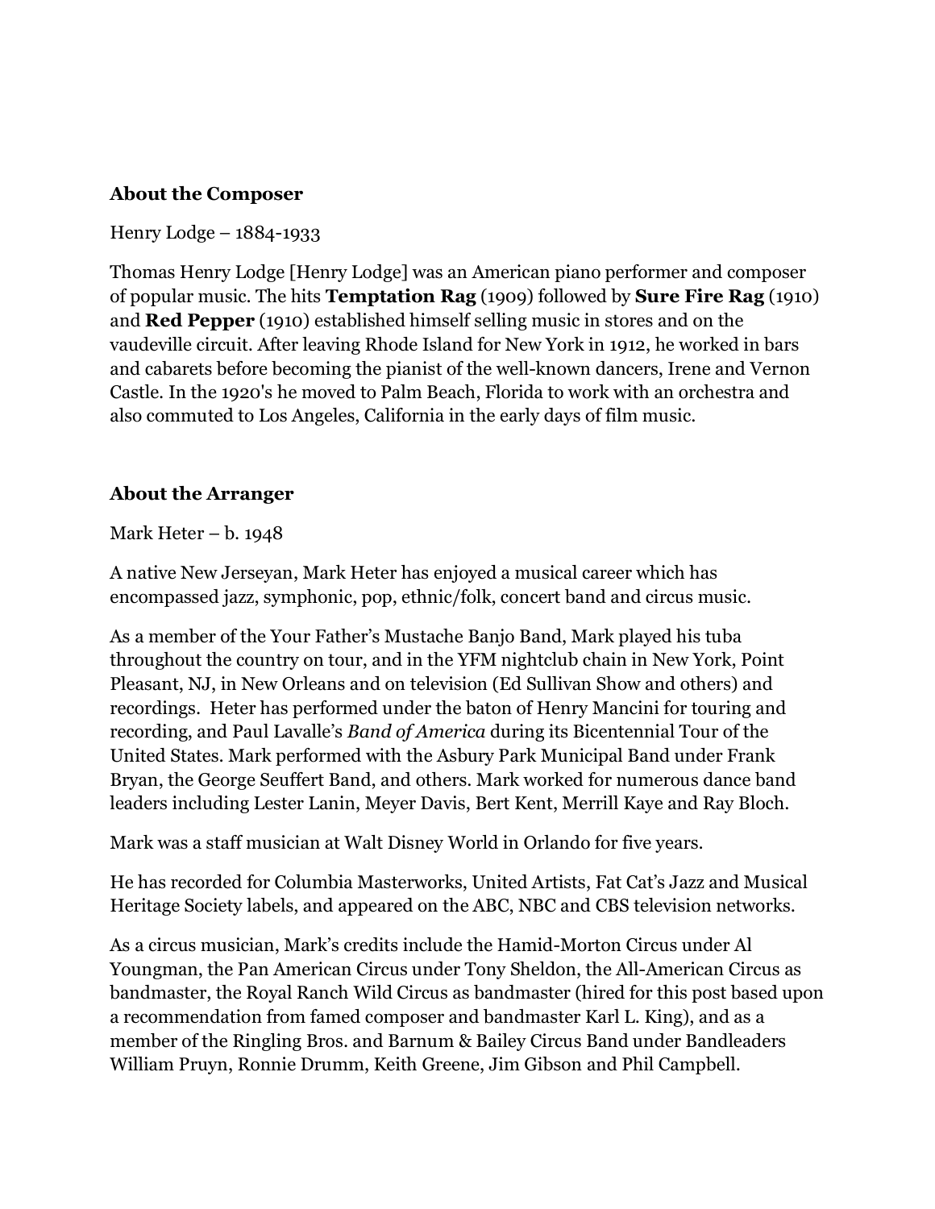**About the Composer**

Henry Lodge – 1884-1933

Thomas Henry Lodge [Henry Lodge] was an American piano performer and composer of popular music. The hits **Temptation Rag** (1909) followed by **Sure Fire Rag** (1910) and **Red Pepper** (1910) established himself selling music in stores and on the vaudeville circuit. After leaving Rhode Island for New York in 1912, he worked in bars and cabarets before becoming the pianist of the well-known dancers, Irene and Vernon Castle. In the 1920's he moved to Palm Beach, Florida to work with an orchestra and also commuted to Los Angeles, California in the early days of film music.

**About the Arranger**

Mark Heter – b. 1948

A native New Jerseyan, Mark Heter has enjoyed a musical career which has encompassed jazz, symphonic, pop, ethnic/folk, concert band and circus music.

As a member of the Your Father's Mustache Banjo Band, Mark played his tuba throughout the country on tour, and in the YFM nightclub chain in New York, Point Pleasant, NJ, in New Orleans and on television (Ed Sullivan Show and others) and recordings. Heter has performed under the baton of Henry Mancini for touring and recording, and Paul Lavalle's *Band of America* during its Bicentennial Tour of the United States. Mark performed with the Asbury Park Municipal Band under Frank Bryan, the George Seuffert Band, and others. Mark worked for numerous dance band leaders including Lester Lanin, Meyer Davis, Bert Kent, Merrill Kaye and Ray Bloch.

Mark was a staff musician at Walt Disney World in Orlando for five years.

He has recorded for Columbia Masterworks, United Artists, Fat Cat's Jazz and Musical Heritage Society labels, and appeared on the ABC, NBC and CBS television networks.

As a circus musician, Mark's credits include the Hamid-Morton Circus under Al Youngman, the Pan American Circus under Tony Sheldon, the All-American Circus as bandmaster, the Royal Ranch Wild Circus as bandmaster (hired for this post based upon a recommendation from famed composer and bandmaster Karl L. King), and as a member of the Ringling Bros. and Barnum & Bailey Circus Band under Bandleaders William Pruyn, Ronnie Drumm, Keith Greene, Jim Gibson and Phil Campbell.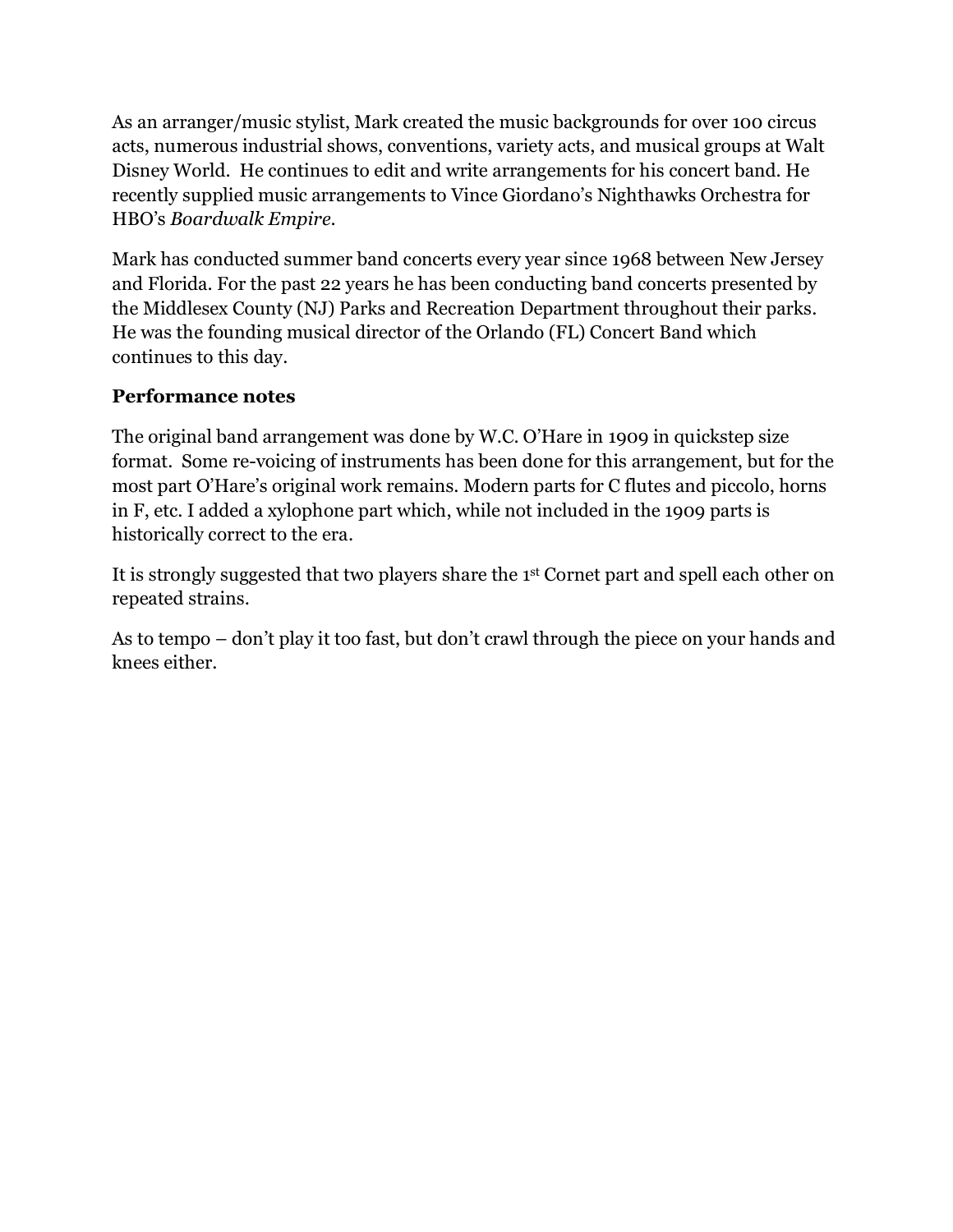As an arranger/music stylist, Mark created the music backgrounds for over 100 circus acts, numerous industrial shows, conventions, variety acts, and musical groups at Walt Disney World. He continues to edit and write arrangements for his concert band. He recently supplied music arrangements to Vince Giordano's Nighthawks Orchestra for HBO's *Boardwalk Empire*.

Mark has conducted summer band concerts every year since 1968 between New Jersey and Florida. For the past 22 years he has been conducting band concerts presented by the Middlesex County (NJ) Parks and Recreation Department throughout their parks. He was the founding musical director of the Orlando (FL) Concert Band which continues to this day.

### Performance notes

The original band arrangement was done by W.C. O'Hare in 1909 in quickstep size format. Some re-voicing of instruments has been done for this arrangement, but for the most part O'Hare's original work remains. Modern parts for C flutes and piccolo, horns in F, etc. I added a xylophone part which, while not included in the 1909 parts is historically correct to the era.

It is strongly suggested that two players share the 1st Cornet part and spell each other on repeated strains.

As to tempo – don't play it too fast, but don't crawl through the piece on your hands and knees either.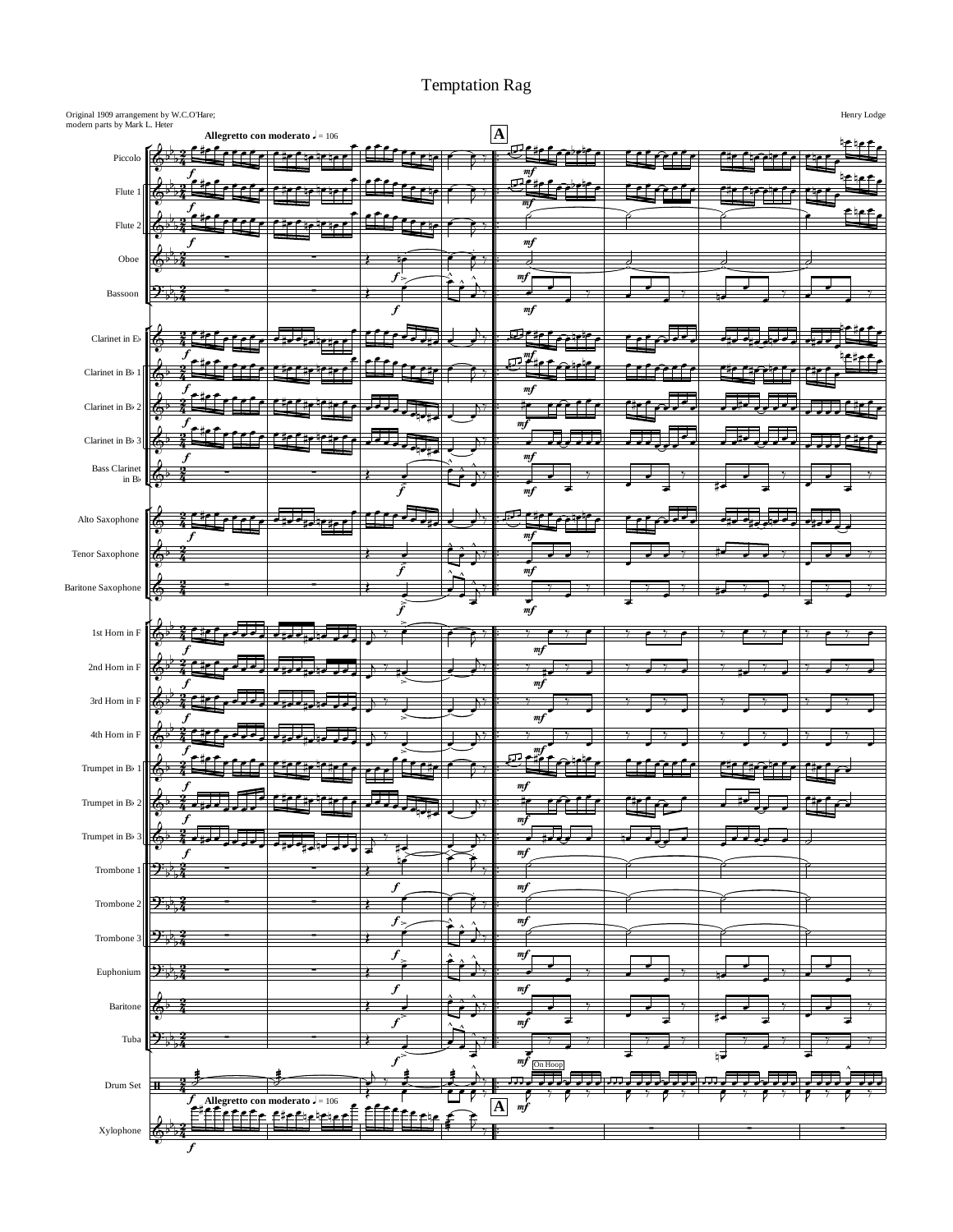# Temptation Rag

Original 1909 arrangement by W.C.O'Hare;
modern parts by Mark L. Heter

Henry Lodge

**Allegretto con moderato** ♩ = 106

**A**

Piccolo

Flute 1

Flute 2

Oboe

Bassoon

Clarinet in E♭

Clarinet in B♭ 1

Clarinet in B♭ 2

Clarinet in B♭ 3

Bass Clarinet in B♭

Alto Saxophone

Tenor Saxophone

Baritone Saxophone

1st Horn in F

2nd Horn in F

3rd Horn in F

4th Horn in F

Trumpet in B♭ 1

Trumpet in B♭ 2

Trumpet in B♭ 3

Trombone 1

Trombone 2

Trombone 3

Euphonium

Baritone

Tuba

Drum Set

On Hoop

Xylophone

*f* *mf*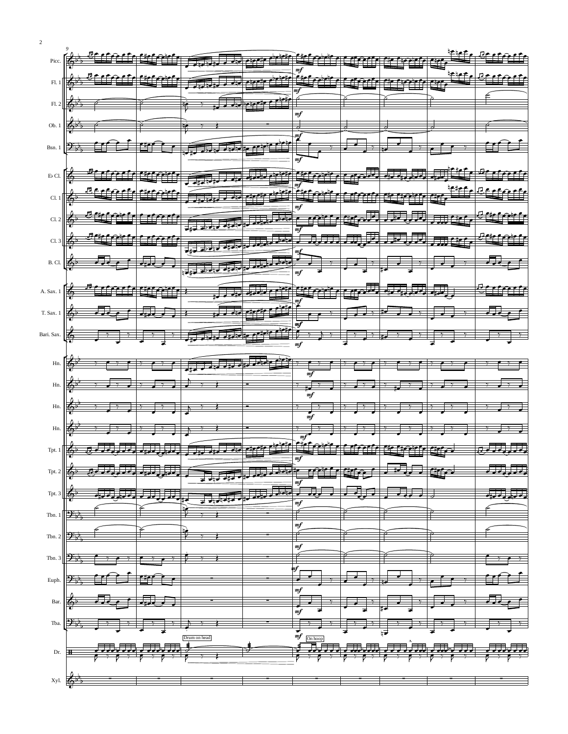Picc.

Fl. 1

Fl. 2

Ob. 1

Bsn. 1

E♭ Cl.

Cl. 1

Cl. 2

Cl. 3

B. Cl.

A. Sax. 1

T. Sax. 1

Bari. Sax.

Hn.

Hn.

Hn.

Hn.

Tpt. 1

Tpt. 2

Tpt. 3

Tbn. 1

Tbn. 2

Tbn. 3

Euph.

Bar.

Tba.

Dr.

Drum on head

On hoop

Xyl.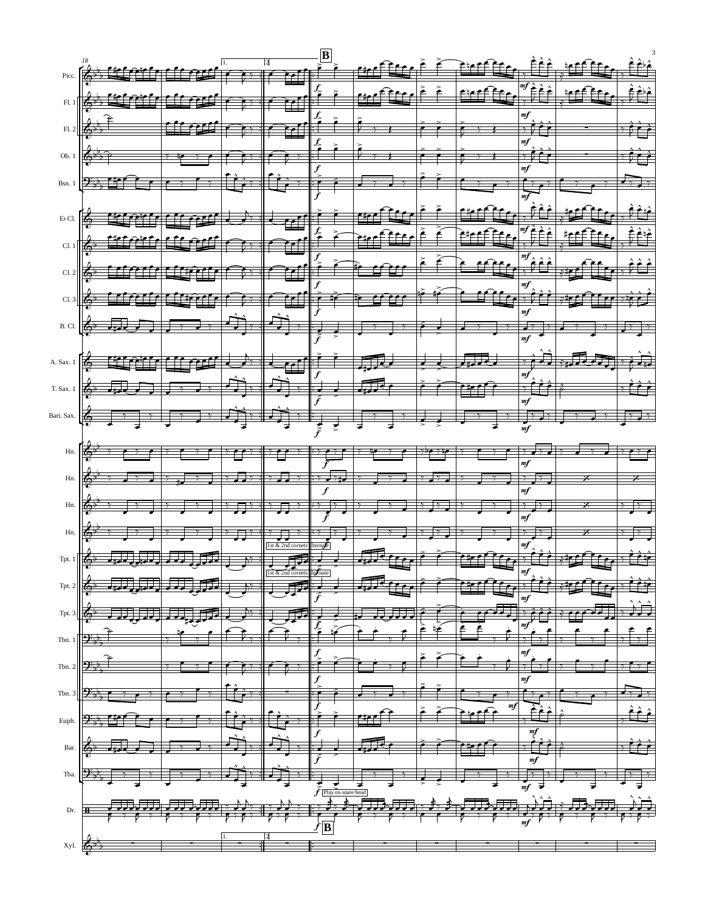B

1st & 2nd cornets alternate

Play on snare head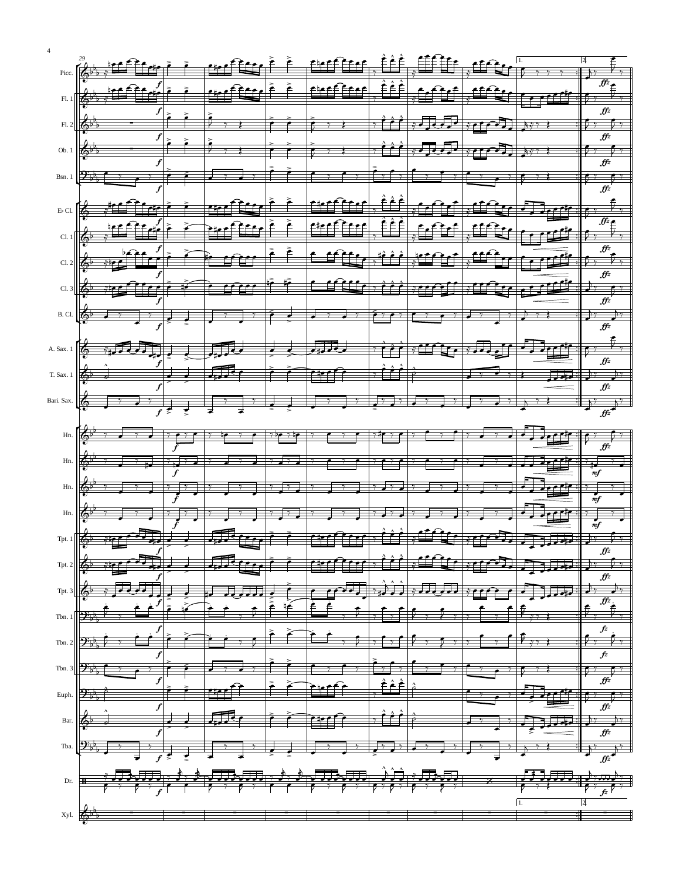29

Picc.
Fl. 1
Fl. 2
Ob. 1
Bsn. 1
E♭ Cl.
Cl. 1
Cl. 2
Cl. 3
B. Cl.
A. Sax. 1
T. Sax. 1
Bari. Sax.
Hn.
Hn.
Hn.
Hn.
Tpt. 1
Tpt. 2
Tpt. 3
Tbn. 1
Tbn. 2
Tbn. 3
Euph.
Bar.
Tba.
Dr.
Xyl.

1. 2.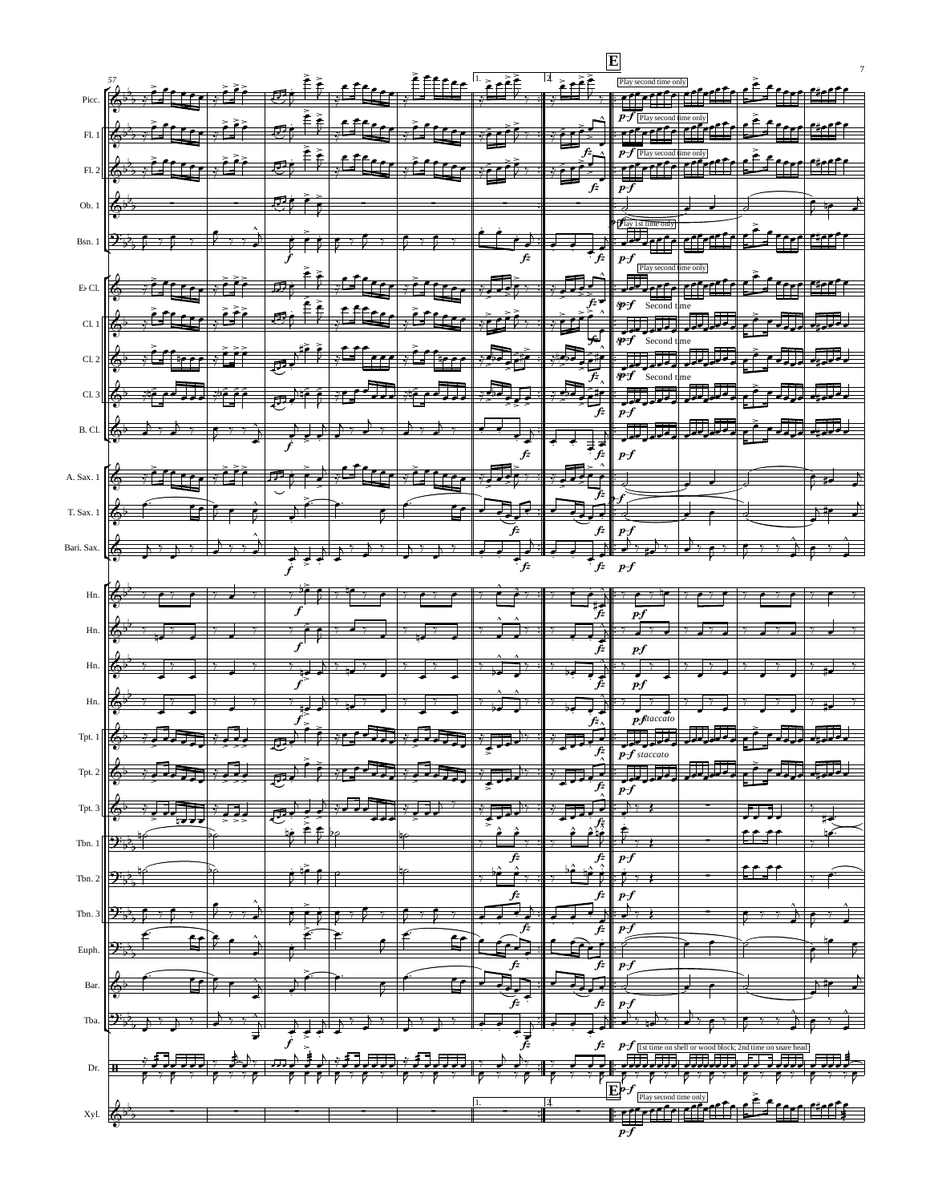**E**

57

Picc. — Play second time only

Fl. 1 — Play second time only

Fl. 2 — Play second time only

Ob. 1

Bsn. 1 — Play 1st time only

E♭ Cl. — Play second time only

Cl. 1 — Second time

Cl. 2 — Second time

Cl. 3 — Second time

B. Cl.

A. Sax. 1

T. Sax. 1

Bari. Sax.

Hn.

Hn.

Hn.

Hn. — *p-f staccato*

Tpt. 1 — *p-f staccato*

Tpt. 2

Tpt. 3

Tbn. 1

Tbn. 2

Tbn. 3

Euph.

Bar.

Tba.

Dr. — 1st time on shell or wood block; 2nd time on snare head

Xyl. — Play second time only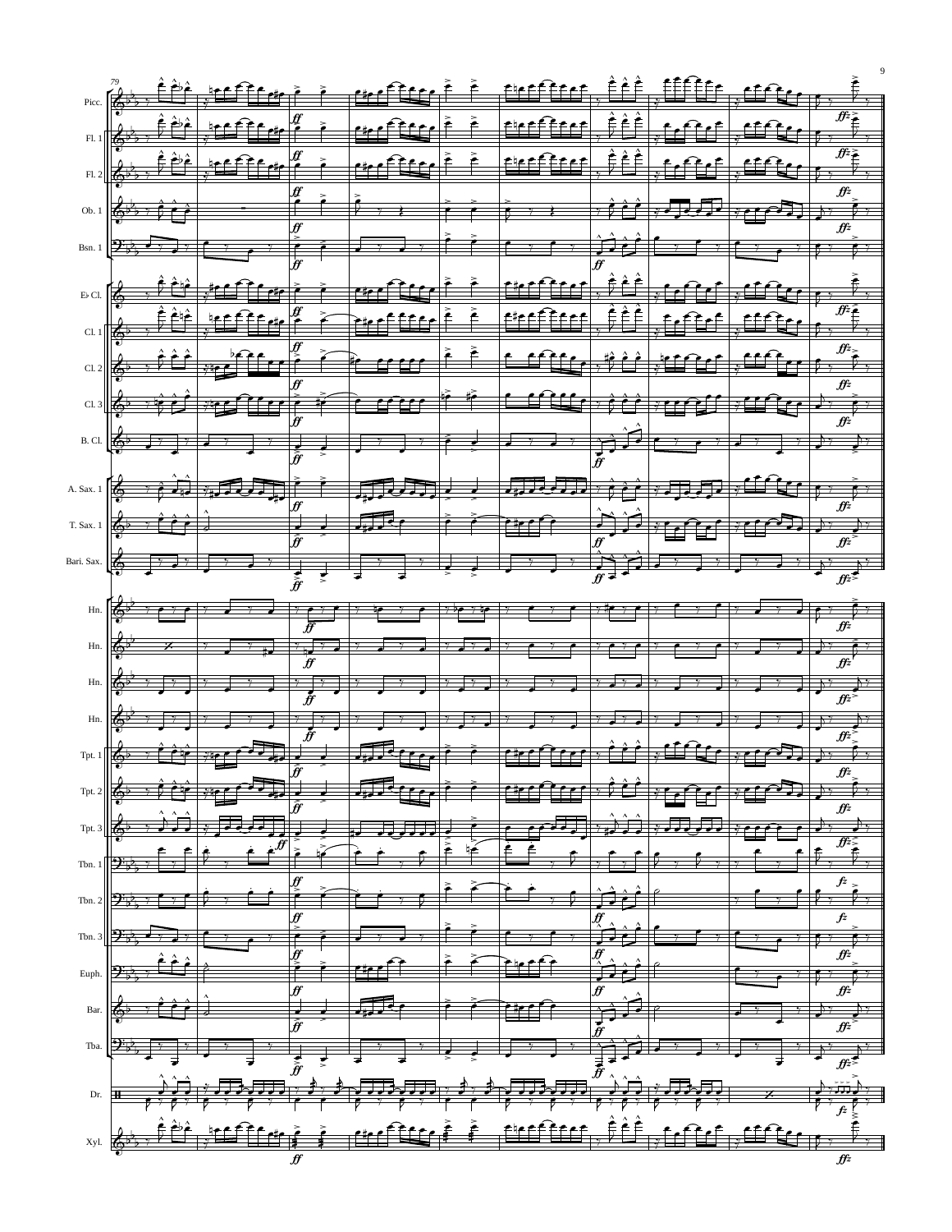Picc.
Fl. 1
Fl. 2
Ob. 1
Bsn. 1
E♭ Cl.
Cl. 1
Cl. 2
Cl. 3
B. Cl.
A. Sax. 1
T. Sax. 1
Bari. Sax.
Hn.
Hn.
Hn.
Hn.
Tpt. 1
Tpt. 2
Tpt. 3
Tbn. 1
Tbn. 2
Tbn. 3
Euph.
Bar.
Tba.
Dr.
Xyl.